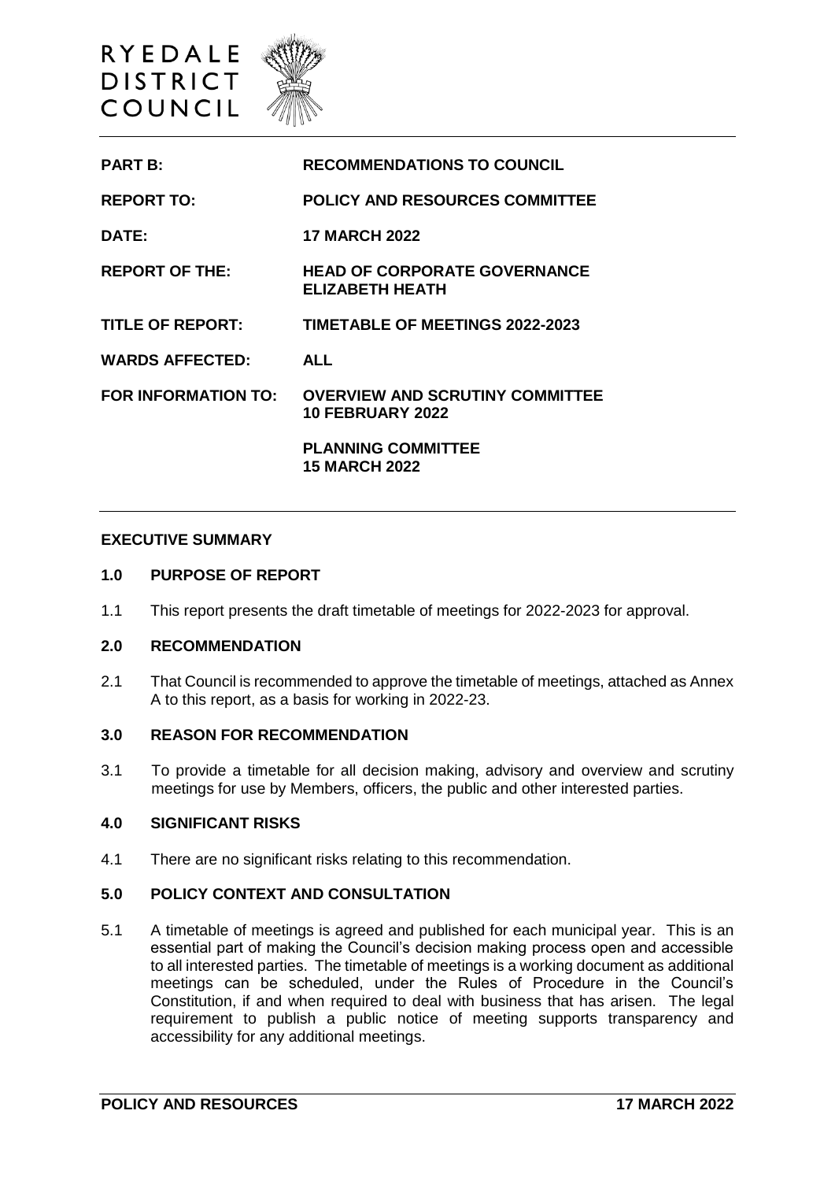RYEDALE DISTRICT COUNCIL

| | |
|---|---|
| **PART B:** | **RECOMMENDATIONS TO COUNCIL** |
| **REPORT TO:** | **POLICY AND RESOURCES COMMITTEE** |
| **DATE:** | **17 MARCH 2022** |
| **REPORT OF THE:** | **HEAD OF CORPORATE GOVERNANCE ELIZABETH HEATH** |
| **TITLE OF REPORT:** | **TIMETABLE OF MEETINGS 2022-2023** |
| **WARDS AFFECTED:** | **ALL** |
| **FOR INFORMATION TO:** | **OVERVIEW AND SCRUTINY COMMITTEE 10 FEBRUARY 2022** |
| | **PLANNING COMMITTEE 15 MARCH 2022** |

## EXECUTIVE SUMMARY

### 1.0 PURPOSE OF REPORT

1.1 This report presents the draft timetable of meetings for 2022-2023 for approval.

### 2.0 RECOMMENDATION

2.1 That Council is recommended to approve the timetable of meetings, attached as Annex A to this report, as a basis for working in 2022-23.

### 3.0 REASON FOR RECOMMENDATION

3.1 To provide a timetable for all decision making, advisory and overview and scrutiny meetings for use by Members, officers, the public and other interested parties.

### 4.0 SIGNIFICANT RISKS

4.1 There are no significant risks relating to this recommendation.

### 5.0 POLICY CONTEXT AND CONSULTATION

5.1 A timetable of meetings is agreed and published for each municipal year. This is an essential part of making the Council's decision making process open and accessible to all interested parties. The timetable of meetings is a working document as additional meetings can be scheduled, under the Rules of Procedure in the Council's Constitution, if and when required to deal with business that has arisen. The legal requirement to publish a public notice of meeting supports transparency and accessibility for any additional meetings.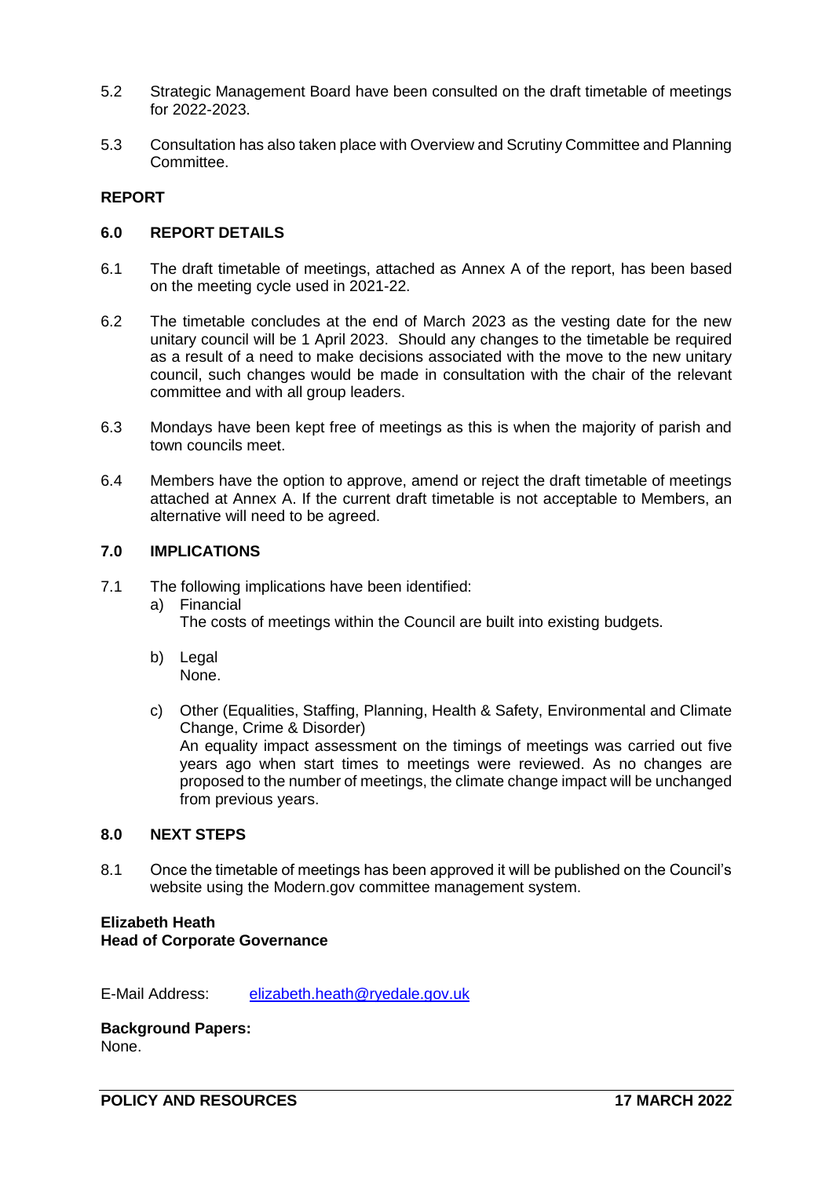5.2 Strategic Management Board have been consulted on the draft timetable of meetings for 2022-2023.

5.3 Consultation has also taken place with Overview and Scrutiny Committee and Planning Committee.

**REPORT**

## 6.0 REPORT DETAILS

6.1 The draft timetable of meetings, attached as Annex A of the report, has been based on the meeting cycle used in 2021-22.

6.2 The timetable concludes at the end of March 2023 as the vesting date for the new unitary council will be 1 April 2023. Should any changes to the timetable be required as a result of a need to make decisions associated with the move to the new unitary council, such changes would be made in consultation with the chair of the relevant committee and with all group leaders.

6.3 Mondays have been kept free of meetings as this is when the majority of parish and town councils meet.

6.4 Members have the option to approve, amend or reject the draft timetable of meetings attached at Annex A. If the current draft timetable is not acceptable to Members, an alternative will need to be agreed.

## 7.0 IMPLICATIONS

7.1 The following implications have been identified:

a) Financial
The costs of meetings within the Council are built into existing budgets.

b) Legal
None.

c) Other (Equalities, Staffing, Planning, Health & Safety, Environmental and Climate Change, Crime & Disorder)
An equality impact assessment on the timings of meetings was carried out five years ago when start times to meetings were reviewed. As no changes are proposed to the number of meetings, the climate change impact will be unchanged from previous years.

## 8.0 NEXT STEPS

8.1 Once the timetable of meetings has been approved it will be published on the Council's website using the Modern.gov committee management system.

**Elizabeth Heath**
**Head of Corporate Governance**

E-Mail Address: elizabeth.heath@ryedale.gov.uk

**Background Papers:**
None.